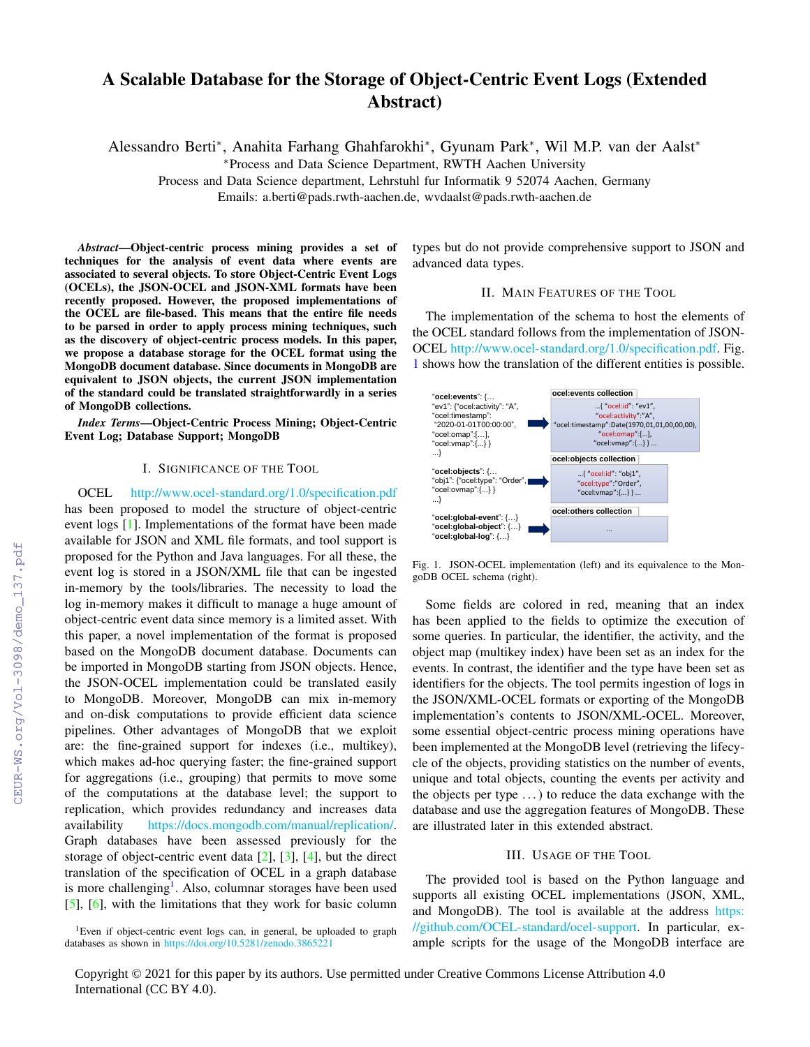# A Scalable Database for the Storage of Object-Centric Event Logs (Extended Abstract)

Alessandro Berti*, Anahita Farhang Ghahfarokhi*, Gyunam Park*, Wil M.P. van der Aalst*

*Process and Data Science Department, RWTH Aachen University

Process and Data Science department, Lehrstuhl fur Informatik 9 52074 Aachen, Germany

Emails: a.berti@pads.rwth-aachen.de, wvdaalst@pads.rwth-aachen.de

***Abstract*—Object-centric process mining provides a set of techniques for the analysis of event data where events are associated to several objects. To store Object-Centric Event Logs (OCELs), the JSON-OCEL and JSON-XML formats have been recently proposed. However, the proposed implementations of the OCEL are file-based. This means that the entire file needs to be parsed in order to apply process mining techniques, such as the discovery of object-centric process models. In this paper, we propose a database storage for the OCEL format using the MongoDB document database. Since documents in MongoDB are equivalent to JSON objects, the current JSON implementation of the standard could be translated straightforwardly in a series of MongoDB collections.**

***Index Terms*—Object-Centric Process Mining; Object-Centric Event Log; Database Support; MongoDB**

## I. Significance of the Tool

OCEL http://www.ocel-standard.org/1.0/specification.pdf has been proposed to model the structure of object-centric event logs [1]. Implementations of the format have been made available for JSON and XML file formats, and tool support is proposed for the Python and Java languages. For all these, the event log is stored in a JSON/XML file that can be ingested in-memory by the tools/libraries. The necessity to load the log in-memory makes it difficult to manage a huge amount of object-centric event data since memory is a limited asset. With this paper, a novel implementation of the format is proposed based on the MongoDB document database. Documents can be imported in MongoDB starting from JSON objects. Hence, the JSON-OCEL implementation could be translated easily to MongoDB. Moreover, MongoDB can mix in-memory and on-disk computations to provide efficient data science pipelines. Other advantages of MongoDB that we exploit are: the fine-grained support for indexes (i.e., multikey), which makes ad-hoc querying faster; the fine-grained support for aggregations (i.e., grouping) that permits to move some of the computations at the database level; the support to replication, which provides redundancy and increases data availability https://docs.mongodb.com/manual/replication/. Graph databases have been assessed previously for the storage of object-centric event data [2], [3], [4], but the direct translation of the specification of OCEL in a graph database is more challenging[1]. Also, columnar storages have been used [5], [6], with the limitations that they work for basic column types but do not provide comprehensive support to JSON and advanced data types.

[1]Even if object-centric event logs can, in general, be uploaded to graph databases as shown in https://doi.org/10.5281/zenodo.3865221

## II. Main Features of the Tool

The implementation of the schema to host the elements of the OCEL standard follows from the implementation of JSON-OCEL http://www.ocel-standard.org/1.0/specification.pdf. Fig. 1 shows how the translation of the different entities is possible.

```
"ocel:events": {...                          ocel:events collection
"ev1": {"ocel:activity": "A",                ...{ "ocel:id": "ev1",
"ocel:timestamp":                            "ocel:activity":"A",
 "2020-01-01T00:00:00",            ==>       "ocel:timestamp":Date(1970,01,01,00,00,00),
"ocel:omap":[...],                           "ocel:omap":[...],
"ocel:vmap":{...} }                          "ocel:vmap":{...} } ...
...}

"ocel:objects": {...                         ocel:objects collection
"obj1": {"ocel:type": "Order",     ==>       ...{ "ocel:id": "obj1",
"ocel:ovmap":{...} }                         "ocel:type":"Order",
...}                                         "ocel:vmap":{...} } ...

"ocel:global-event": {...}                   ocel:others collection
"ocel:global-object": {...}        ==>       ...
"ocel:global-log": {...}
```

Fig. 1. JSON-OCEL implementation (left) and its equivalence to the MongoDB OCEL schema (right).

Some fields are colored in red, meaning that an index has been applied to the fields to optimize the execution of some queries. In particular, the identifier, the activity, and the object map (multikey index) have been set as an index for the events. In contrast, the identifier and the type have been set as identifiers for the objects. The tool permits ingestion of logs in the JSON/XML-OCEL formats or exporting of the MongoDB implementation's contents to JSON/XML-OCEL. Moreover, some essential object-centric process mining operations have been implemented at the MongoDB level (retrieving the lifecycle of the objects, providing statistics on the number of events, unique and total objects, counting the events per activity and the objects per type . . . ) to reduce the data exchange with the database and use the aggregation features of MongoDB. These are illustrated later in this extended abstract.

## III. Usage of the Tool

The provided tool is based on the Python language and supports all existing OCEL implementations (JSON, XML, and MongoDB). The tool is available at the address https://github.com/OCEL-standard/ocel-support. In particular, example scripts for the usage of the MongoDB interface are

Copyright © 2021 for this paper by its authors. Use permitted under Creative Commons License Attribution 4.0 International (CC BY 4.0).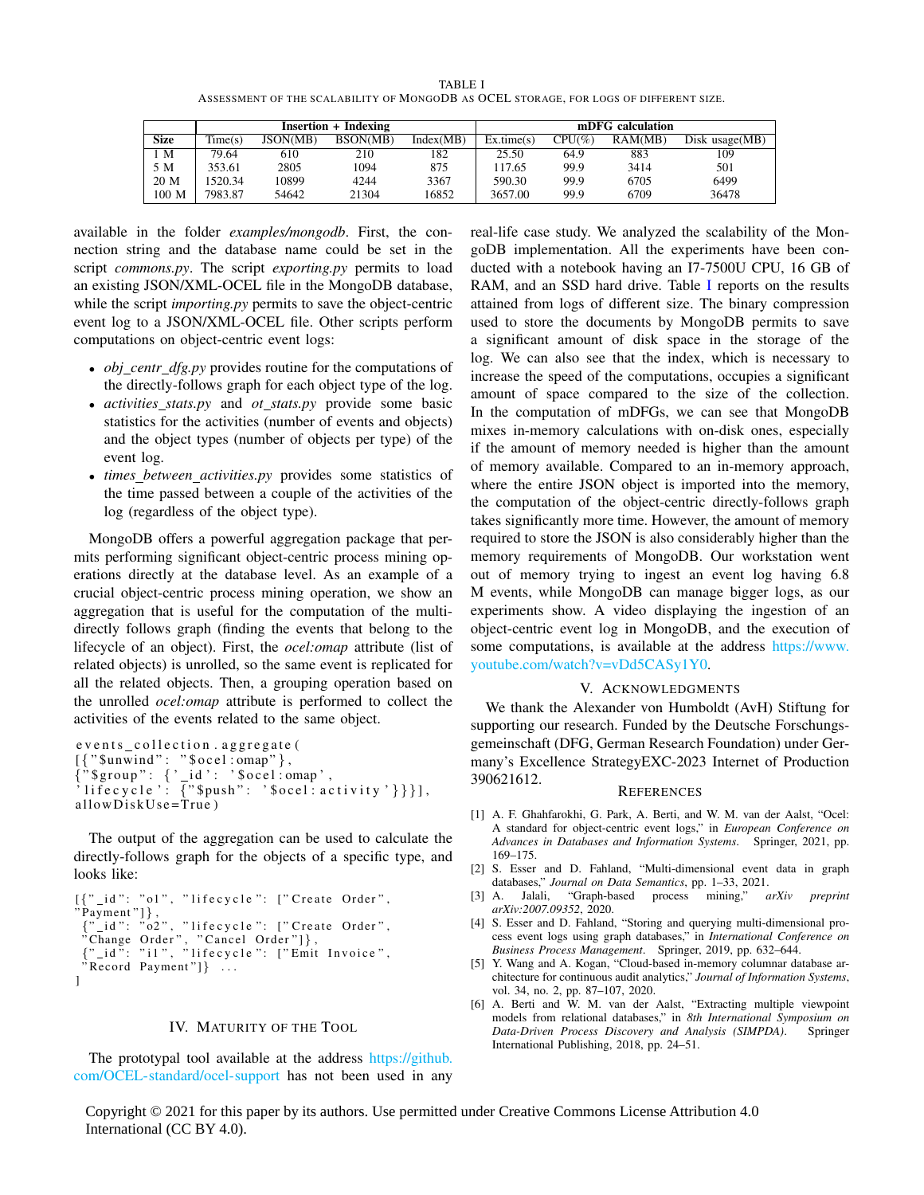TABLE I
ASSESSMENT OF THE SCALABILITY OF MONGODB AS OCEL STORAGE, FOR LOGS OF DIFFERENT SIZE.

| | Insertion + Indexing | | | | mDFG calculation | | | |
|---|---|---|---|---|---|---|---|---|
| **Size** | Time(s) | JSON(MB) | BSON(MB) | Index(MB) | Ex.time(s) | CPU(%) | RAM(MB) | Disk usage(MB) |
| 1 M | 79.64 | 610 | 210 | 182 | 25.50 | 64.9 | 883 | 109 |
| 5 M | 353.61 | 2805 | 1094 | 875 | 117.65 | 99.9 | 3414 | 501 |
| 20 M | 1520.34 | 10899 | 4244 | 3367 | 590.30 | 99.9 | 6705 | 6499 |
| 100 M | 7983.87 | 54642 | 21304 | 16852 | 3657.00 | 99.9 | 6709 | 36478 |

available in the folder *examples/mongodb*. First, the connection string and the database name could be set in the script *commons.py*. The script *exporting.py* permits to load an existing JSON/XML-OCEL file in the MongoDB database, while the script *importing.py* permits to save the object-centric event log to a JSON/XML-OCEL file. Other scripts perform computations on object-centric event logs:

- *obj_centr_dfg.py* provides routine for the computations of the directly-follows graph for each object type of the log.
- *activities_stats.py* and *ot_stats.py* provide some basic statistics for the activities (number of events and objects) and the object types (number of objects per type) of the event log.
- *times_between_activities.py* provides some statistics of the time passed between a couple of the activities of the log (regardless of the object type).

MongoDB offers a powerful aggregation package that permits performing significant object-centric process mining operations directly at the database level. As an example of a crucial object-centric process mining operation, we show an aggregation that is useful for the computation of the multi-directly follows graph (finding the events that belong to the lifecycle of an object). First, the *ocel:omap* attribute (list of related objects) is unrolled, so the same event is replicated for all the related objects. Then, a grouping operation based on the unrolled *ocel:omap* attribute is performed to collect the activities of the events related to the same object.

```
events_collection.aggregate(
[{"$unwind": "$ocel:omap"},
{"$group": {'_id': '$ocel:omap',
'lifecycle': {"$push": '$ocel:activity'}}}],
allowDiskUse=True)
```

The output of the aggregation can be used to calculate the directly-follows graph for the objects of a specific type, and looks like:

```
[{"_id": "o1", "lifecycle": ["Create Order",
"Payment"]},
 {"_id": "o2", "lifecycle": ["Create Order",
"Change Order", "Cancel Order"]},
 {"_id": "i1", "lifecycle": ["Emit Invoice",
"Record Payment"]} ...
]
```

## IV. MATURITY OF THE TOOL

The prototypal tool available at the address https://github.com/OCEL-standard/ocel-support has not been used in any real-life case study. We analyzed the scalability of the MongoDB implementation. All the experiments have been conducted with a notebook having an I7-7500U CPU, 16 GB of RAM, and an SSD hard drive. Table I reports on the results attained from logs of different size. The binary compression used to store the documents by MongoDB permits to save a significant amount of disk space in the storage of the log. We can also see that the index, which is necessary to increase the speed of the computations, occupies a significant amount of space compared to the size of the collection. In the computation of mDFGs, we can see that MongoDB mixes in-memory calculations with on-disk ones, especially if the amount of memory needed is higher than the amount of memory available. Compared to an in-memory approach, where the entire JSON object is imported into the memory, the computation of the object-centric directly-follows graph takes significantly more time. However, the amount of memory required to store the JSON is also considerably higher than the memory requirements of MongoDB. Our workstation went out of memory trying to ingest an event log having 6.8 M events, while MongoDB can manage bigger logs, as our experiments show. A video displaying the ingestion of an object-centric event log in MongoDB, and the execution of some computations, is available at the address https://www.youtube.com/watch?v=vDd5CASy1Y0.

## V. ACKNOWLEDGMENTS

We thank the Alexander von Humboldt (AvH) Stiftung for supporting our research. Funded by the Deutsche Forschungsgemeinschaft (DFG, German Research Foundation) under Germany's Excellence StrategyEXC-2023 Internet of Production 390621612.

## REFERENCES

[1] A. F. Ghahfarokhi, G. Park, A. Berti, and W. M. van der Aalst, "Ocel: A standard for object-centric event logs," in *European Conference on Advances in Databases and Information Systems*. Springer, 2021, pp. 169–175.

[2] S. Esser and D. Fahland, "Multi-dimensional event data in graph databases," *Journal on Data Semantics*, pp. 1–33, 2021.

[3] A. Jalali, "Graph-based process mining," *arXiv preprint arXiv:2007.09352*, 2020.

[4] S. Esser and D. Fahland, "Storing and querying multi-dimensional process event logs using graph databases," in *International Conference on Business Process Management*. Springer, 2019, pp. 632–644.

[5] Y. Wang and A. Kogan, "Cloud-based in-memory columnar database architecture for continuous audit analytics," *Journal of Information Systems*, vol. 34, no. 2, pp. 87–107, 2020.

[6] A. Berti and W. M. van der Aalst, "Extracting multiple viewpoint models from relational databases," in *8th International Symposium on Data-Driven Process Discovery and Analysis (SIMPDA)*. Springer International Publishing, 2018, pp. 24–51.

Copyright © 2021 for this paper by its authors. Use permitted under Creative Commons License Attribution 4.0 International (CC BY 4.0).